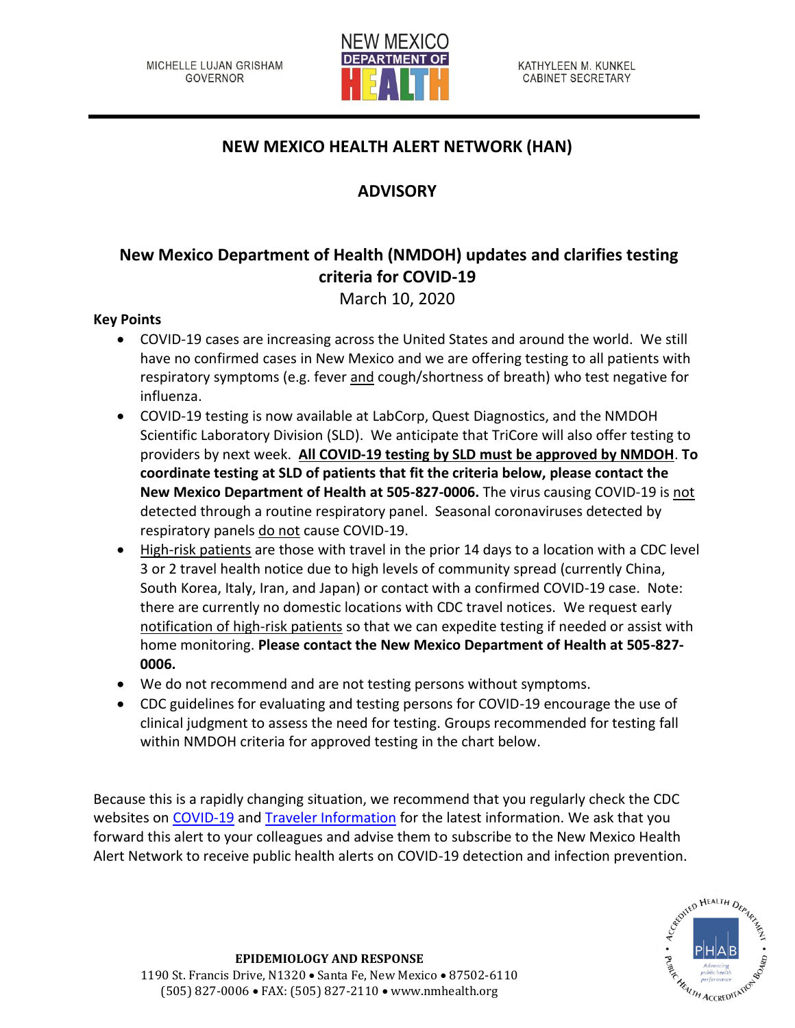MICHELLE LUJAN GRISHAM
GOVERNOR

NEW MEXICO DEPARTMENT OF HEALTH

KATHYLEEN M. KUNKEL
CABINET SECRETARY

## NEW MEXICO HEALTH ALERT NETWORK (HAN)

## ADVISORY

# New Mexico Department of Health (NMDOH) updates and clarifies testing criteria for COVID-19

March 10, 2020

**Key Points**

- COVID-19 cases are increasing across the United States and around the world. We still have no confirmed cases in New Mexico and we are offering testing to all patients with respiratory symptoms (e.g. fever <u>and</u> cough/shortness of breath) who test negative for influenza.
- COVID-19 testing is now available at LabCorp, Quest Diagnostics, and the NMDOH Scientific Laboratory Division (SLD). We anticipate that TriCore will also offer testing to providers by next week. **<u>All COVID-19 testing by SLD must be approved by NMDOH</u>**. **To coordinate testing at SLD of patients that fit the criteria below, please contact the New Mexico Department of Health at 505-827-0006.** The virus causing COVID-19 is <u>not</u> detected through a routine respiratory panel. Seasonal coronaviruses detected by respiratory panels <u>do not</u> cause COVID-19.
- <u>High-risk patients</u> are those with travel in the prior 14 days to a location with a CDC level 3 or 2 travel health notice due to high levels of community spread (currently China, South Korea, Italy, Iran, and Japan) or contact with a confirmed COVID-19 case. Note: there are currently no domestic locations with CDC travel notices. We request early <u>notification of high-risk patients</u> so that we can expedite testing if needed or assist with home monitoring. **Please contact the New Mexico Department of Health at 505-827-0006.**
- We do not recommend and are not testing persons without symptoms.
- CDC guidelines for evaluating and testing persons for COVID-19 encourage the use of clinical judgment to assess the need for testing. Groups recommended for testing fall within NMDOH criteria for approved testing in the chart below.

Because this is a rapidly changing situation, we recommend that you regularly check the CDC websites on COVID-19 and Traveler Information for the latest information. We ask that you forward this alert to your colleagues and advise them to subscribe to the New Mexico Health Alert Network to receive public health alerts on COVID-19 detection and infection prevention.

**EPIDEMIOLOGY AND RESPONSE**
1190 St. Francis Drive, N1320 • Santa Fe, New Mexico • 87502-6110
(505) 827-0006 • FAX: (505) 827-2110 • www.nmhealth.org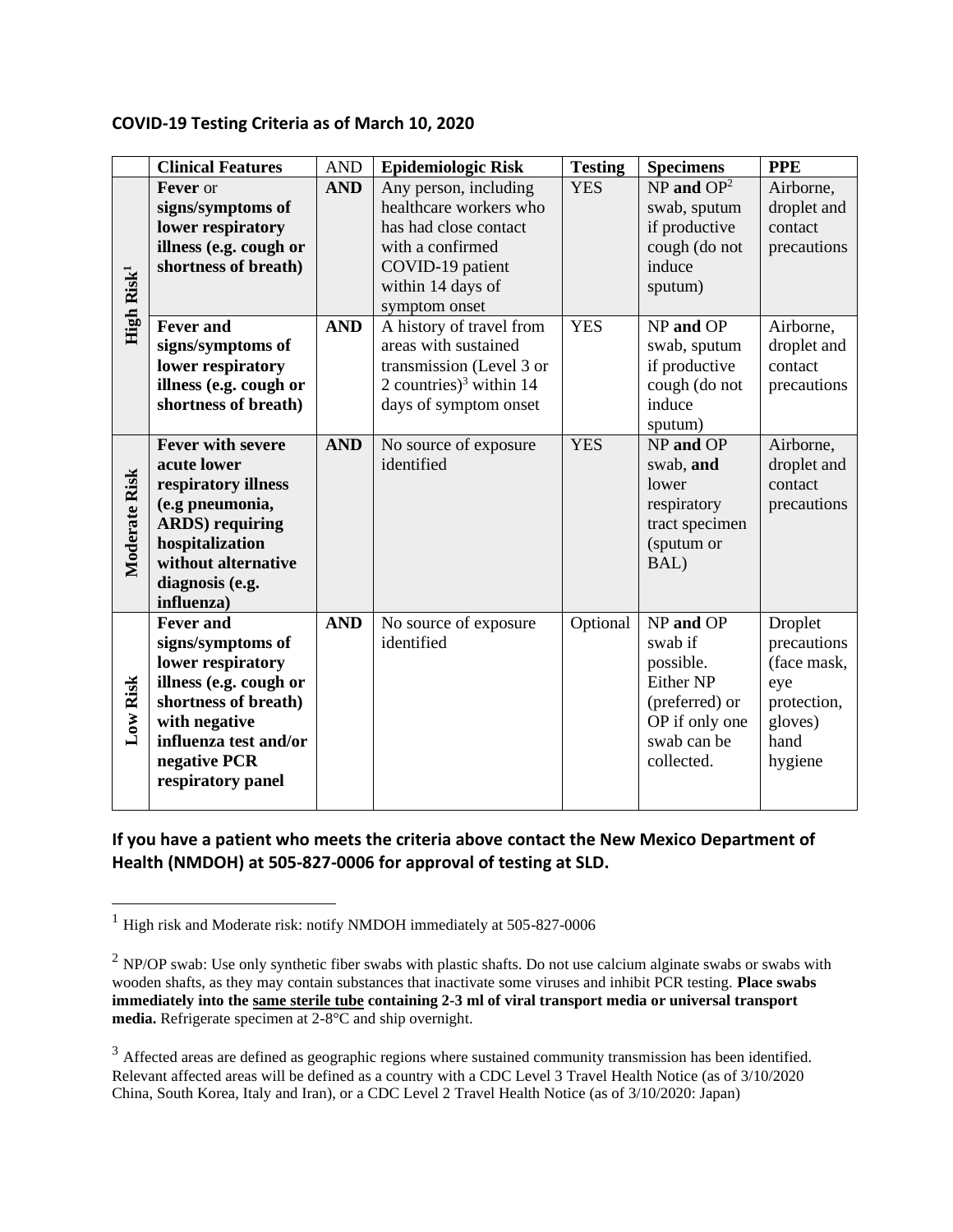## COVID-19 Testing Criteria as of March 10, 2020

| | Clinical Features | AND | Epidemiologic Risk | Testing | Specimens | PPE |
|---|---|---|---|---|---|---|
| **High Risk[1]** | **Fever** or **signs/symptoms of lower respiratory illness (e.g. cough or shortness of breath)** | **AND** | Any person, including healthcare workers who has had close contact with a confirmed COVID-19 patient within 14 days of symptom onset | YES | NP **and** OP[2] swab, sputum if productive cough (do not induce sputum) | Airborne, droplet and contact precautions |
| | **Fever and signs/symptoms of lower respiratory illness (e.g. cough or shortness of breath)** | **AND** | A history of travel from areas with sustained transmission (Level 3 or 2 countries)[3] within 14 days of symptom onset | YES | NP **and** OP swab, sputum if productive cough (do not induce sputum) | Airborne, droplet and contact precautions |
| **Moderate Risk** | **Fever with severe acute lower respiratory illness (e.g pneumonia, ARDS) requiring hospitalization without alternative diagnosis (e.g. influenza)** | **AND** | No source of exposure identified | YES | NP **and** OP swab, **and** lower respiratory tract specimen (sputum or BAL) | Airborne, droplet and contact precautions |
| **Low Risk** | **Fever and signs/symptoms of lower respiratory illness (e.g. cough or shortness of breath) with negative influenza test and/or negative PCR respiratory panel** | **AND** | No source of exposure identified | Optional | NP **and** OP swab if possible. Either NP (preferred) or OP if only one swab can be collected. | Droplet precautions (face mask, eye protection, gloves) hand hygiene |

**If you have a patient who meets the criteria above contact the New Mexico Department of Health (NMDOH) at 505-827-0006 for approval of testing at SLD.**

---

[1] High risk and Moderate risk: notify NMDOH immediately at 505-827-0006

[2] NP/OP swab: Use only synthetic fiber swabs with plastic shafts. Do not use calcium alginate swabs or swabs with wooden shafts, as they may contain substances that inactivate some viruses and inhibit PCR testing. **Place swabs immediately into the <u>same sterile tube</u> containing 2-3 ml of viral transport media or universal transport media.** Refrigerate specimen at 2-8°C and ship overnight.

[3] Affected areas are defined as geographic regions where sustained community transmission has been identified. Relevant affected areas will be defined as a country with a CDC Level 3 Travel Health Notice (as of 3/10/2020 China, South Korea, Italy and Iran), or a CDC Level 2 Travel Health Notice (as of 3/10/2020: Japan)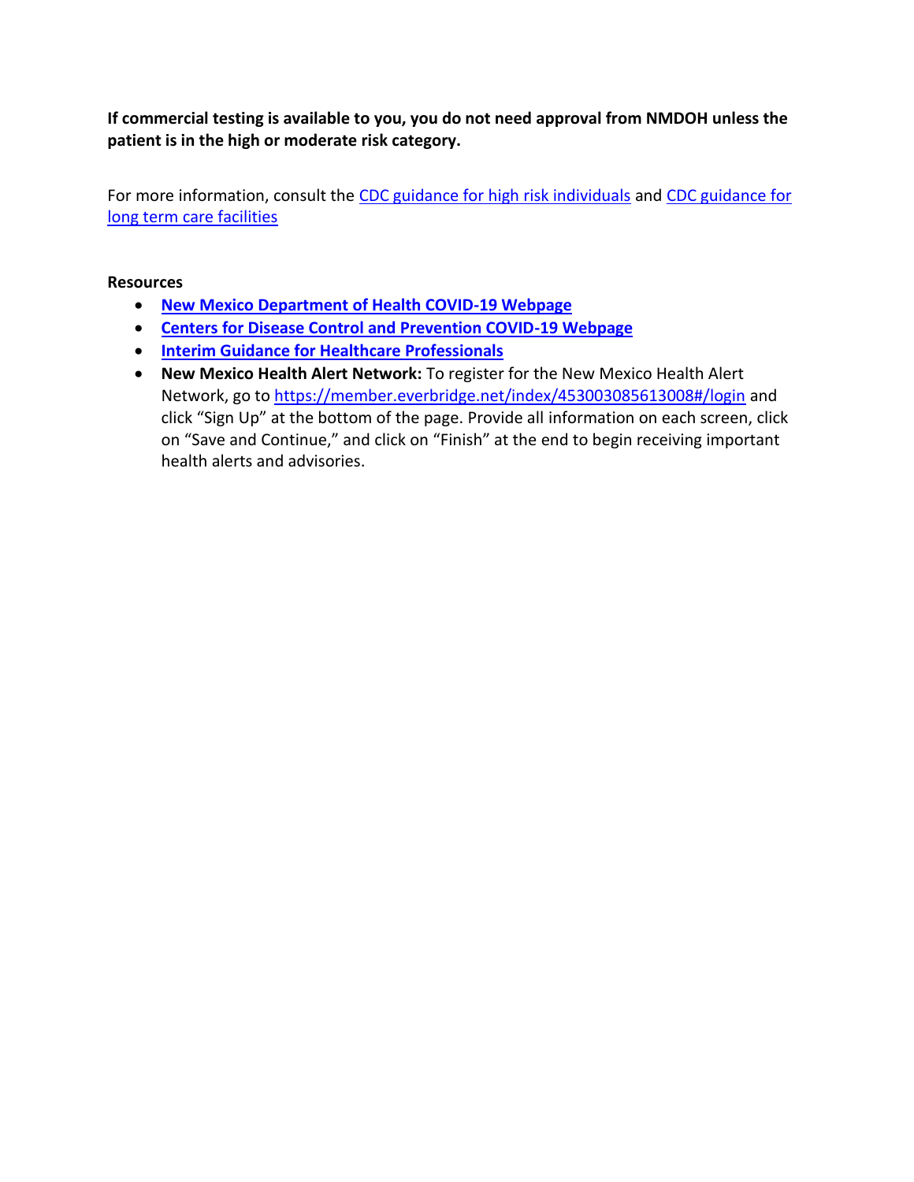**If commercial testing is available to you, you do not need approval from NMDOH unless the patient is in the high or moderate risk category.**

For more information, consult the CDC guidance for high risk individuals and CDC guidance for long term care facilities

**Resources**

- **New Mexico Department of Health COVID-19 Webpage**
- **Centers for Disease Control and Prevention COVID-19 Webpage**
- **Interim Guidance for Healthcare Professionals**
- **New Mexico Health Alert Network:** To register for the New Mexico Health Alert Network, go to https://member.everbridge.net/index/453003085613008#/login and click "Sign Up" at the bottom of the page. Provide all information on each screen, click on "Save and Continue," and click on "Finish" at the end to begin receiving important health alerts and advisories.